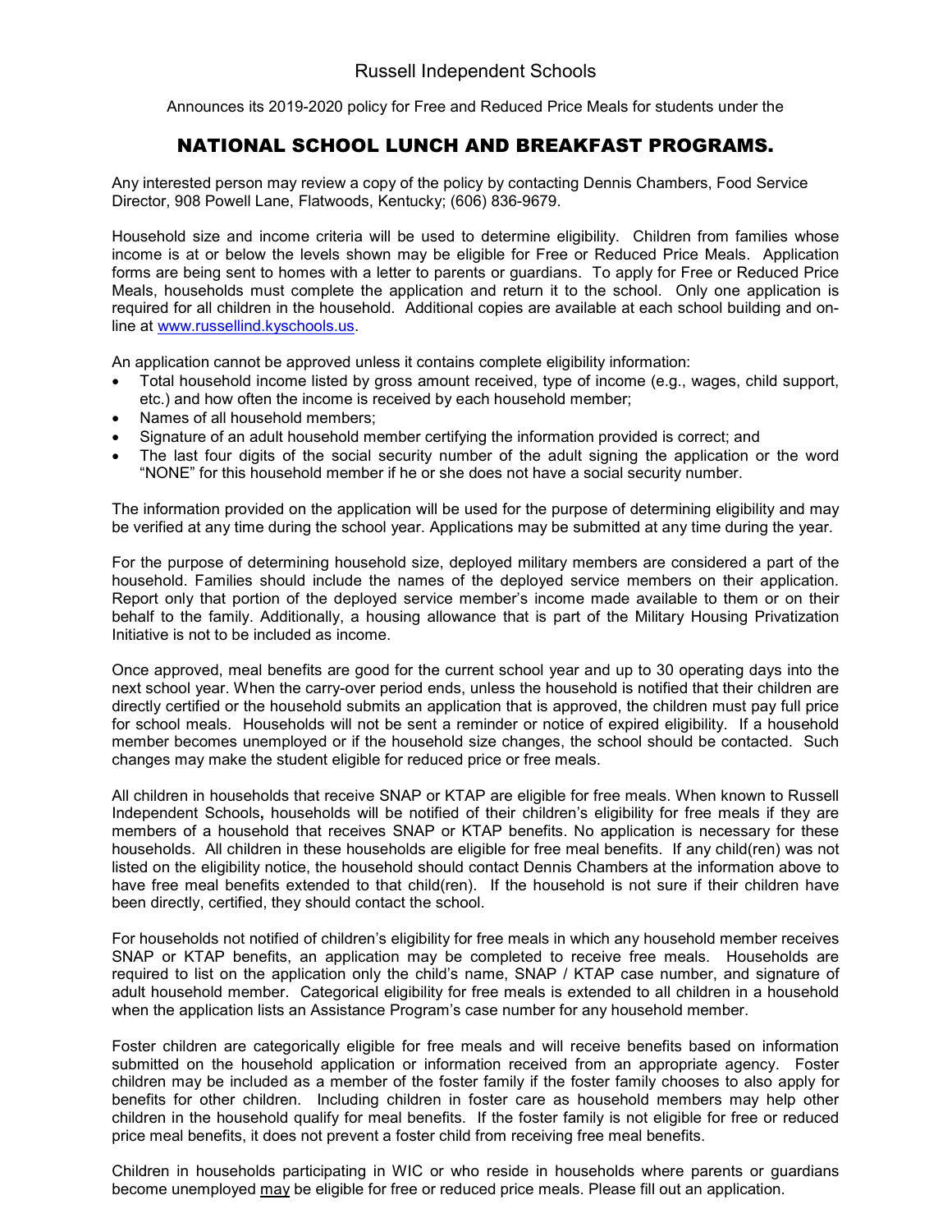Russell Independent Schools

Announces its 2019-2020 policy for Free and Reduced Price Meals for students under the

# NATIONAL SCHOOL LUNCH AND BREAKFAST PROGRAMS.

Any interested person may review a copy of the policy by contacting Dennis Chambers, Food Service Director, 908 Powell Lane, Flatwoods, Kentucky; (606) 836-9679.

Household size and income criteria will be used to determine eligibility. Children from families whose income is at or below the levels shown may be eligible for Free or Reduced Price Meals. Application forms are being sent to homes with a letter to parents or guardians. To apply for Free or Reduced Price Meals, households must complete the application and return it to the school. Only one application is required for all children in the household. Additional copies are available at each school building and on-line at www.russellind.kyschools.us.

An application cannot be approved unless it contains complete eligibility information:

- Total household income listed by gross amount received, type of income (e.g., wages, child support, etc.) and how often the income is received by each household member;
- Names of all household members;
- Signature of an adult household member certifying the information provided is correct; and
- The last four digits of the social security number of the adult signing the application or the word "NONE" for this household member if he or she does not have a social security number.

The information provided on the application will be used for the purpose of determining eligibility and may be verified at any time during the school year. Applications may be submitted at any time during the year.

For the purpose of determining household size, deployed military members are considered a part of the household. Families should include the names of the deployed service members on their application. Report only that portion of the deployed service member's income made available to them or on their behalf to the family. Additionally, a housing allowance that is part of the Military Housing Privatization Initiative is not to be included as income.

Once approved, meal benefits are good for the current school year and up to 30 operating days into the next school year. When the carry-over period ends, unless the household is notified that their children are directly certified or the household submits an application that is approved, the children must pay full price for school meals. Households will not be sent a reminder or notice of expired eligibility. If a household member becomes unemployed or if the household size changes, the school should be contacted. Such changes may make the student eligible for reduced price or free meals.

All children in households that receive SNAP or KTAP are eligible for free meals. When known to Russell Independent Schools**,** households will be notified of their children's eligibility for free meals if they are members of a household that receives SNAP or KTAP benefits. No application is necessary for these households. All children in these households are eligible for free meal benefits. If any child(ren) was not listed on the eligibility notice, the household should contact Dennis Chambers at the information above to have free meal benefits extended to that child(ren). If the household is not sure if their children have been directly, certified, they should contact the school.

For households not notified of children's eligibility for free meals in which any household member receives SNAP or KTAP benefits, an application may be completed to receive free meals. Households are required to list on the application only the child's name, SNAP / KTAP case number, and signature of adult household member. Categorical eligibility for free meals is extended to all children in a household when the application lists an Assistance Program's case number for any household member.

Foster children are categorically eligible for free meals and will receive benefits based on information submitted on the household application or information received from an appropriate agency. Foster children may be included as a member of the foster family if the foster family chooses to also apply for benefits for other children. Including children in foster care as household members may help other children in the household qualify for meal benefits. If the foster family is not eligible for free or reduced price meal benefits, it does not prevent a foster child from receiving free meal benefits.

Children in households participating in WIC or who reside in households where parents or guardians become unemployed <u>may</u> be eligible for free or reduced price meals. Please fill out an application.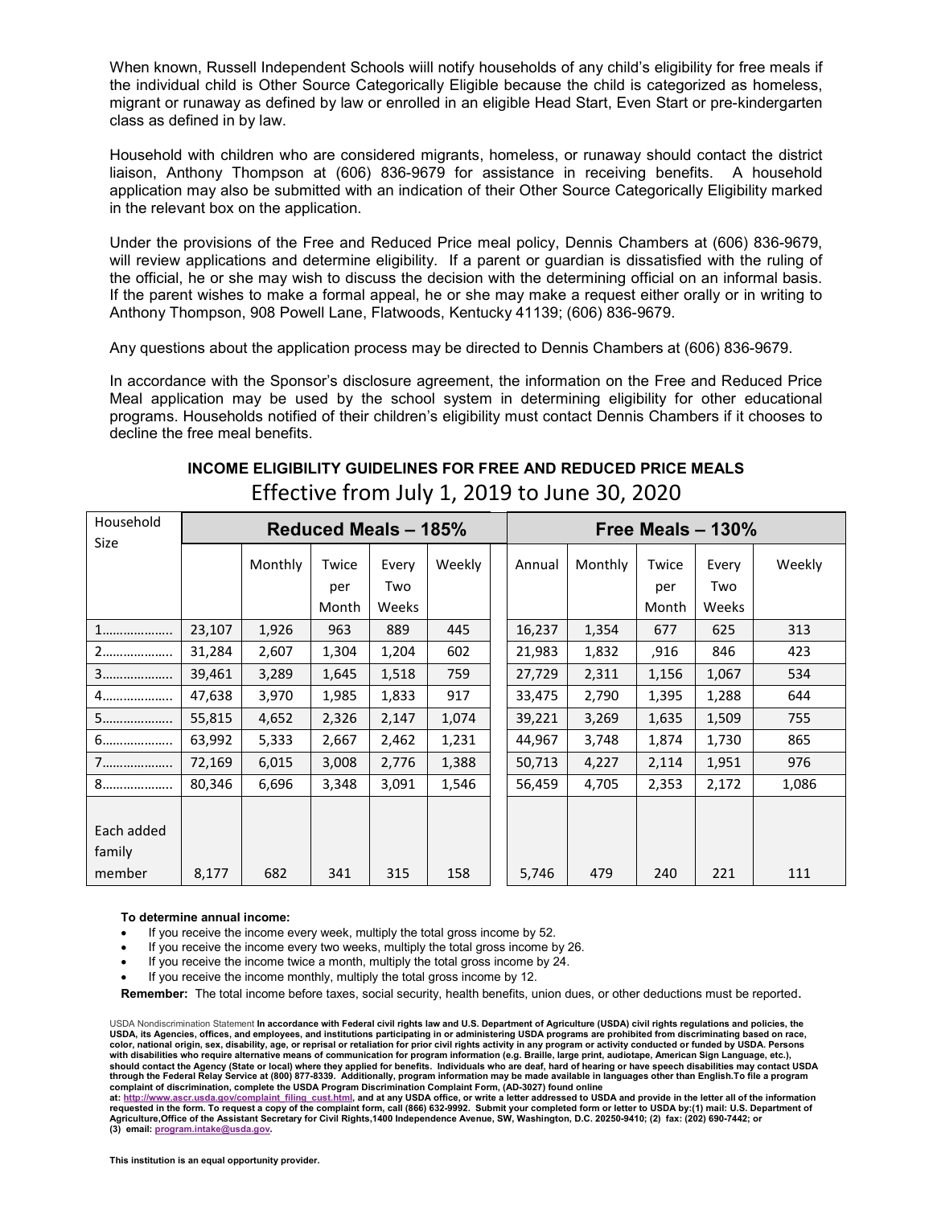When known, Russell Independent Schools wiill notify households of any child's eligibility for free meals if the individual child is Other Source Categorically Eligible because the child is categorized as homeless, migrant or runaway as defined by law or enrolled in an eligible Head Start, Even Start or pre-kindergarten class as defined in by law.

Household with children who are considered migrants, homeless, or runaway should contact the district liaison, Anthony Thompson at (606) 836-9679 for assistance in receiving benefits. A household application may also be submitted with an indication of their Other Source Categorically Eligibility marked in the relevant box on the application.

Under the provisions of the Free and Reduced Price meal policy, Dennis Chambers at (606) 836-9679, will review applications and determine eligibility. If a parent or guardian is dissatisfied with the ruling of the official, he or she may wish to discuss the decision with the determining official on an informal basis. If the parent wishes to make a formal appeal, he or she may make a request either orally or in writing to Anthony Thompson, 908 Powell Lane, Flatwoods, Kentucky 41139; (606) 836-9679.

Any questions about the application process may be directed to Dennis Chambers at (606) 836-9679.

In accordance with the Sponsor's disclosure agreement, the information on the Free and Reduced Price Meal application may be used by the school system in determining eligibility for other educational programs. Households notified of their children's eligibility must contact Dennis Chambers if it chooses to decline the free meal benefits.

## INCOME ELIGIBILITY GUIDELINES FOR FREE AND REDUCED PRICE MEALS

## Effective from July 1, 2019 to June 30, 2020

| Household Size | **Reduced Meals – 185%** | | | | | | **Free Meals – 130%** | | | | |
|---|---|---|---|---|---|---|---|---|---|---|---|
| | | Monthly | Twice per Month | Every Two Weeks | Weekly | | Annual | Monthly | Twice per Month | Every Two Weeks | Weekly |
| 1……………… | 23,107 | 1,926 | 963 | 889 | 445 | | 16,237 | 1,354 | 677 | 625 | 313 |
| 2……………… | 31,284 | 2,607 | 1,304 | 1,204 | 602 | | 21,983 | 1,832 | ,916 | 846 | 423 |
| 3……………… | 39,461 | 3,289 | 1,645 | 1,518 | 759 | | 27,729 | 2,311 | 1,156 | 1,067 | 534 |
| 4……………… | 47,638 | 3,970 | 1,985 | 1,833 | 917 | | 33,475 | 2,790 | 1,395 | 1,288 | 644 |
| 5……………… | 55,815 | 4,652 | 2,326 | 2,147 | 1,074 | | 39,221 | 3,269 | 1,635 | 1,509 | 755 |
| 6……………… | 63,992 | 5,333 | 2,667 | 2,462 | 1,231 | | 44,967 | 3,748 | 1,874 | 1,730 | 865 |
| 7……………… | 72,169 | 6,015 | 3,008 | 2,776 | 1,388 | | 50,713 | 4,227 | 2,114 | 1,951 | 976 |
| 8……………… | 80,346 | 6,696 | 3,348 | 3,091 | 1,546 | | 56,459 | 4,705 | 2,353 | 2,172 | 1,086 |
| Each added family member | 8,177 | 682 | 341 | 315 | 158 | | 5,746 | 479 | 240 | 221 | 111 |

**To determine annual income:**

- If you receive the income every week, multiply the total gross income by 52.
- If you receive the income every two weeks, multiply the total gross income by 26.
- If you receive the income twice a month, multiply the total gross income by 24.
- If you receive the income monthly, multiply the total gross income by 12.

**Remember:** The total income before taxes, social security, health benefits, union dues, or other deductions must be reported.

USDA Nondiscrimination Statement **In accordance with Federal civil rights law and U.S. Department of Agriculture (USDA) civil rights regulations and policies, the USDA, its Agencies, offices, and employees, and institutions participating in or administering USDA programs are prohibited from discriminating based on race, color, national origin, sex, disability, age, or reprisal or retaliation for prior civil rights activity in any program or activity conducted or funded by USDA. Persons with disabilities who require alternative means of communication for program information (e.g. Braille, large print, audiotape, American Sign Language, etc.), should contact the Agency (State or local) where they applied for benefits. Individuals who are deaf, hard of hearing or have speech disabilities may contact USDA through the Federal Relay Service at (800) 877-8339. Additionally, program information may be made available in languages other than English.To file a program complaint of discrimination, complete the USDA Program Discrimination Complaint Form, (AD-3027) found online at: http://www.ascr.usda.gov/complaint_filing_cust.html, and at any USDA office, or write a letter addressed to USDA and provide in the letter all of the information requested in the form. To request a copy of the complaint form, call (866) 632-9992. Submit your completed form or letter to USDA by:(1) mail: U.S. Department of Agriculture,Office of the Assistant Secretary for Civil Rights,1400 Independence Avenue, SW, Washington, D.C. 20250-9410; (2) fax: (202) 690-7442; or (3) email: program.intake@usda.gov.**

**This institution is an equal opportunity provider.**